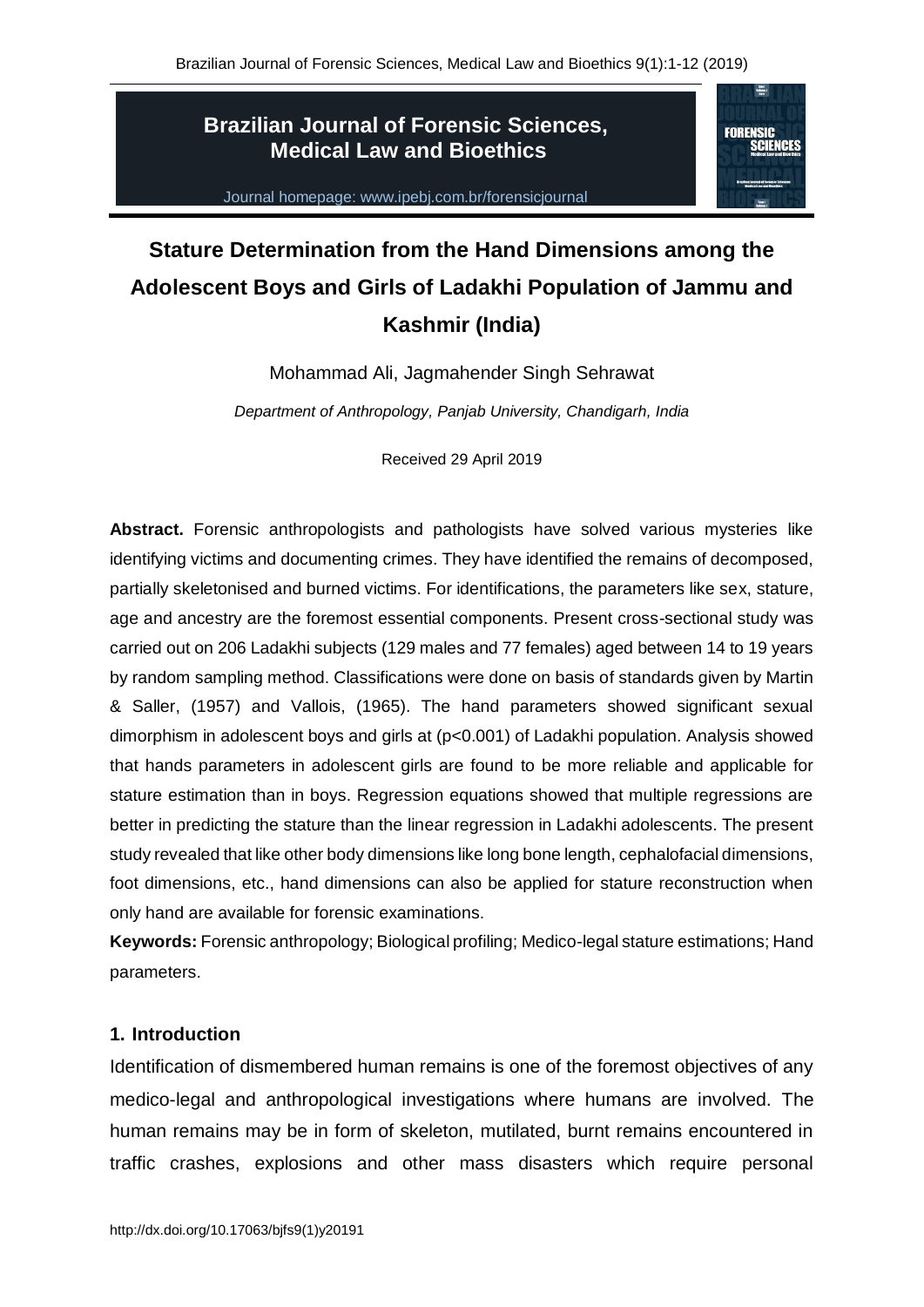# Brazilian Journal of Forensic Sciences, Medical Law and Bioethics

Journal homepage: www.ipebj.com.br/forensicjournal

## Stature Determination from the Hand Dimensions among the Adolescent Boys and Girls of Ladakhi Population of Jammu and Kashmir (India)

Mohammad Ali, Jagmahender Singh Sehrawat

*Department of Anthropology, Panjab University, Chandigarh, India*

Received 29 April 2019

**Abstract.** Forensic anthropologists and pathologists have solved various mysteries like identifying victims and documenting crimes. They have identified the remains of decomposed, partially skeletonised and burned victims. For identifications, the parameters like sex, stature, age and ancestry are the foremost essential components. Present cross-sectional study was carried out on 206 Ladakhi subjects (129 males and 77 females) aged between 14 to 19 years by random sampling method. Classifications were done on basis of standards given by Martin & Saller, (1957) and Vallois, (1965). The hand parameters showed significant sexual dimorphism in adolescent boys and girls at ($p<0.001$) of Ladakhi population. Analysis showed that hands parameters in adolescent girls are found to be more reliable and applicable for stature estimation than in boys. Regression equations showed that multiple regressions are better in predicting the stature than the linear regression in Ladakhi adolescents. The present study revealed that like other body dimensions like long bone length, cephalofacial dimensions, foot dimensions, etc., hand dimensions can also be applied for stature reconstruction when only hand are available for forensic examinations.

**Keywords:** Forensic anthropology; Biological profiling; Medico-legal stature estimations; Hand parameters.

### 1. Introduction

Identification of dismembered human remains is one of the foremost objectives of any medico-legal and anthropological investigations where humans are involved. The human remains may be in form of skeleton, mutilated, burnt remains encountered in traffic crashes, explosions and other mass disasters which require personal

http://dx.doi.org/10.17063/bjfs9(1)y20191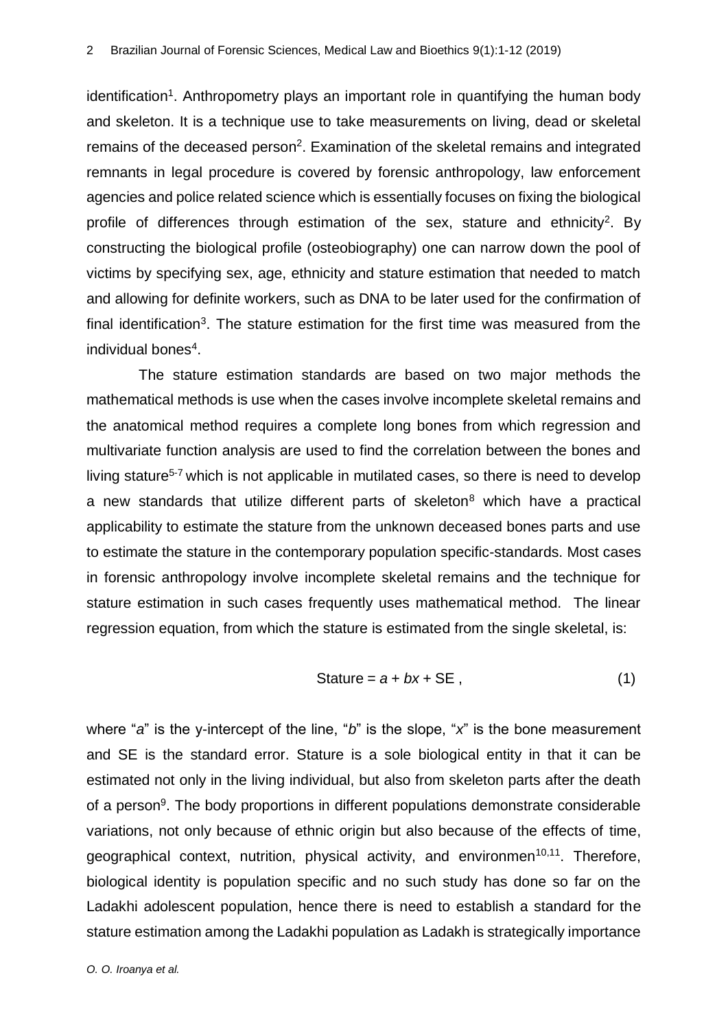identification[1]. Anthropometry plays an important role in quantifying the human body and skeleton. It is a technique use to take measurements on living, dead or skeletal remains of the deceased person[2]. Examination of the skeletal remains and integrated remnants in legal procedure is covered by forensic anthropology, law enforcement agencies and police related science which is essentially focuses on fixing the biological profile of differences through estimation of the sex, stature and ethnicity[2]. By constructing the biological profile (osteobiography) one can narrow down the pool of victims by specifying sex, age, ethnicity and stature estimation that needed to match and allowing for definite workers, such as DNA to be later used for the confirmation of final identification[3]. The stature estimation for the first time was measured from the individual bones[4].

The stature estimation standards are based on two major methods the mathematical methods is use when the cases involve incomplete skeletal remains and the anatomical method requires a complete long bones from which regression and multivariate function analysis are used to find the correlation between the bones and living stature[5-7] which is not applicable in mutilated cases, so there is need to develop a new standards that utilize different parts of skeleton[8] which have a practical applicability to estimate the stature from the unknown deceased bones parts and use to estimate the stature in the contemporary population specific-standards. Most cases in forensic anthropology involve incomplete skeletal remains and the technique for stature estimation in such cases frequently uses mathematical method. The linear regression equation, from which the stature is estimated from the single skeletal, is:

$$\text{Stature} = a + bx + \text{SE}\,, \tag{1}$$

where "$a$" is the y-intercept of the line, "$b$" is the slope, "$x$" is the bone measurement and SE is the standard error. Stature is a sole biological entity in that it can be estimated not only in the living individual, but also from skeleton parts after the death of a person[9]. The body proportions in different populations demonstrate considerable variations, not only because of ethnic origin but also because of the effects of time, geographical context, nutrition, physical activity, and environmen[10,11]. Therefore, biological identity is population specific and no such study has done so far on the Ladakhi adolescent population, hence there is need to establish a standard for the stature estimation among the Ladakhi population as Ladakh is strategically importance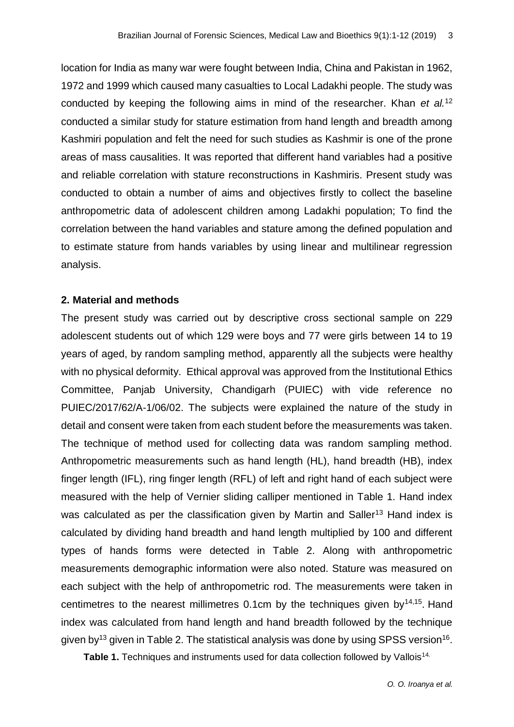location for India as many war were fought between India, China and Pakistan in 1962, 1972 and 1999 which caused many casualties to Local Ladakhi people. The study was conducted by keeping the following aims in mind of the researcher. Khan *et al.*[12] conducted a similar study for stature estimation from hand length and breadth among Kashmiri population and felt the need for such studies as Kashmir is one of the prone areas of mass causalities. It was reported that different hand variables had a positive and reliable correlation with stature reconstructions in Kashmiris. Present study was conducted to obtain a number of aims and objectives firstly to collect the baseline anthropometric data of adolescent children among Ladakhi population; To find the correlation between the hand variables and stature among the defined population and to estimate stature from hands variables by using linear and multilinear regression analysis.

## 2. Material and methods

The present study was carried out by descriptive cross sectional sample on 229 adolescent students out of which 129 were boys and 77 were girls between 14 to 19 years of aged, by random sampling method, apparently all the subjects were healthy with no physical deformity. Ethical approval was approved from the Institutional Ethics Committee, Panjab University, Chandigarh (PUIEC) with vide reference no PUIEC/2017/62/A-1/06/02. The subjects were explained the nature of the study in detail and consent were taken from each student before the measurements was taken. The technique of method used for collecting data was random sampling method. Anthropometric measurements such as hand length (HL), hand breadth (HB), index finger length (IFL), ring finger length (RFL) of left and right hand of each subject were measured with the help of Vernier sliding calliper mentioned in Table 1. Hand index was calculated as per the classification given by Martin and Saller[13] Hand index is calculated by dividing hand breadth and hand length multiplied by 100 and different types of hands forms were detected in Table 2. Along with anthropometric measurements demographic information were also noted. Stature was measured on each subject with the help of anthropometric rod. The measurements were taken in centimetres to the nearest millimetres 0.1cm by the techniques given by[14,15]. Hand index was calculated from hand length and hand breadth followed by the technique given by[13] given in Table 2. The statistical analysis was done by using SPSS version[16].

**Table 1.** Techniques and instruments used for data collection followed by Vallois[14].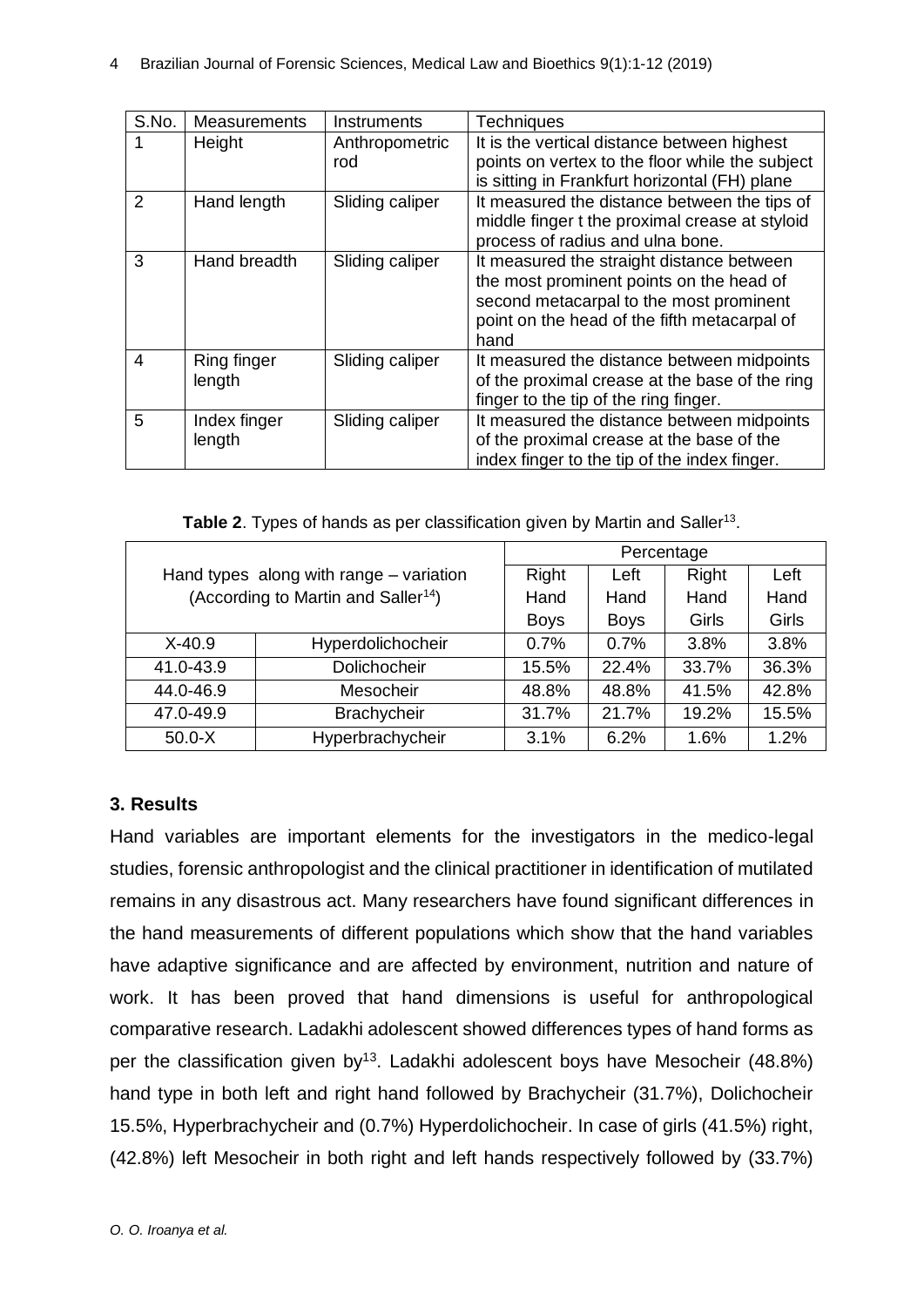| S.No. | Measurements | Instruments | Techniques |
|---|---|---|---|
| 1 | Height | Anthropometric rod | It is the vertical distance between highest points on vertex to the floor while the subject is sitting in Frankfurt horizontal (FH) plane |
| 2 | Hand length | Sliding caliper | It measured the distance between the tips of middle finger t the proximal crease at styloid process of radius and ulna bone. |
| 3 | Hand breadth | Sliding caliper | It measured the straight distance between the most prominent points on the head of second metacarpal to the most prominent point on the head of the fifth metacarpal of hand |
| 4 | Ring finger length | Sliding caliper | It measured the distance between midpoints of the proximal crease at the base of the ring finger to the tip of the ring finger. |
| 5 | Index finger length | Sliding caliper | It measured the distance between midpoints of the proximal crease at the base of the index finger to the tip of the index finger. |

**Table 2**. Types of hands as per classification given by Martin and Saller[13].

| Hand types along with range – variation (According to Martin and Saller[14]) | | Percentage | | | |
|---|---|---|---|---|---|
| | | Right Hand Boys | Left Hand Boys | Right Hand Girls | Left Hand Girls |
| X-40.9 | Hyperdolichocheir | 0.7% | 0.7% | 3.8% | 3.8% |
| 41.0-43.9 | Dolichocheir | 15.5% | 22.4% | 33.7% | 36.3% |
| 44.0-46.9 | Mesocheir | 48.8% | 48.8% | 41.5% | 42.8% |
| 47.0-49.9 | Brachycheir | 31.7% | 21.7% | 19.2% | 15.5% |
| 50.0-X | Hyperbrachycheir | 3.1% | 6.2% | 1.6% | 1.2% |

## 3. Results

Hand variables are important elements for the investigators in the medico-legal studies, forensic anthropologist and the clinical practitioner in identification of mutilated remains in any disastrous act. Many researchers have found significant differences in the hand measurements of different populations which show that the hand variables have adaptive significance and are affected by environment, nutrition and nature of work. It has been proved that hand dimensions is useful for anthropological comparative research. Ladakhi adolescent showed differences types of hand forms as per the classification given by[13]. Ladakhi adolescent boys have Mesocheir (48.8%) hand type in both left and right hand followed by Brachycheir (31.7%), Dolichocheir 15.5%, Hyperbrachycheir and (0.7%) Hyperdolichocheir. In case of girls (41.5%) right, (42.8%) left Mesocheir in both right and left hands respectively followed by (33.7%)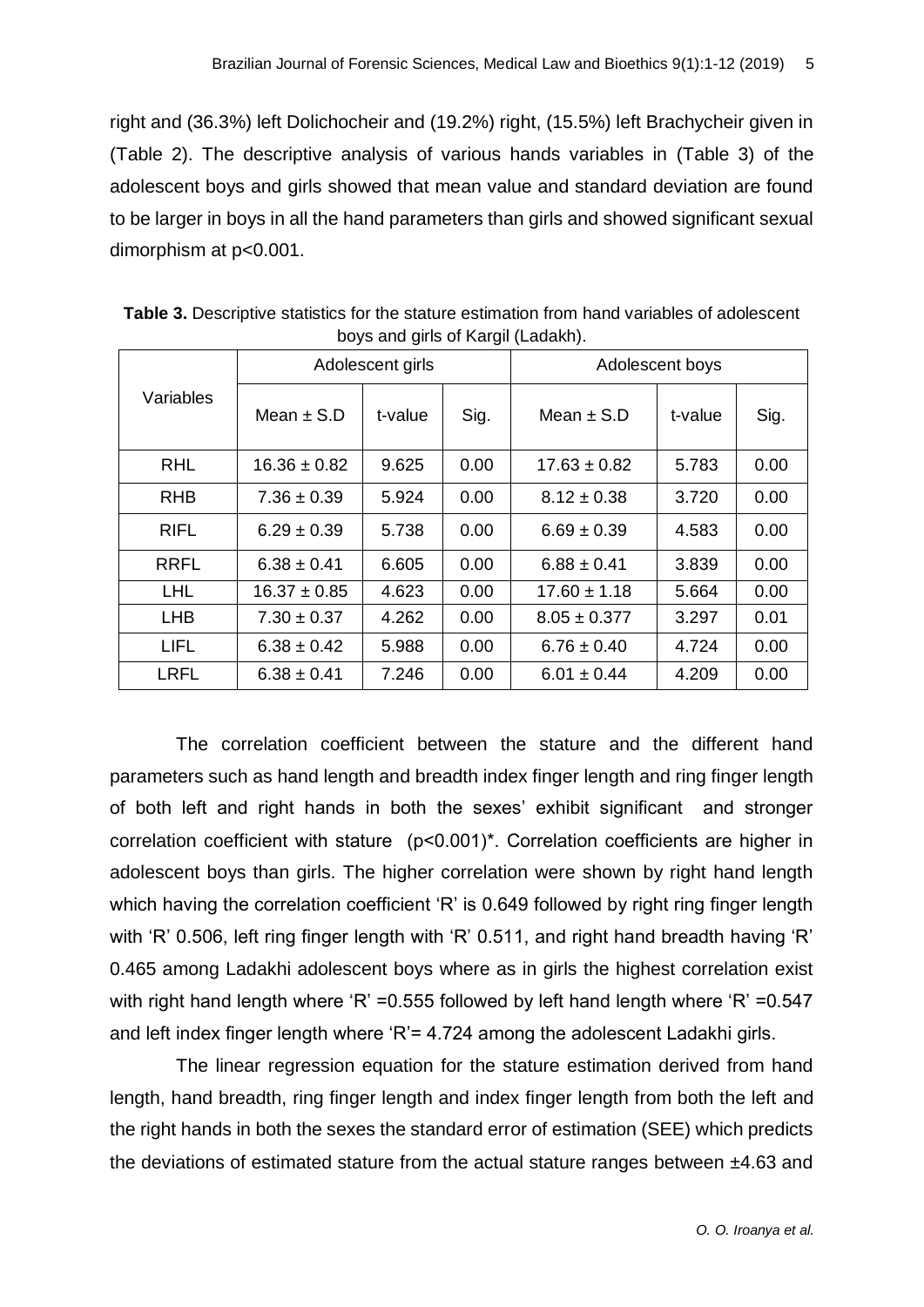right and (36.3%) left Dolichocheir and (19.2%) right, (15.5%) left Brachycheir given in (Table 2). The descriptive analysis of various hands variables in (Table 3) of the adolescent boys and girls showed that mean value and standard deviation are found to be larger in boys in all the hand parameters than girls and showed significant sexual dimorphism at $p<0.001$.

**Table 3.** Descriptive statistics for the stature estimation from hand variables of adolescent boys and girls of Kargil (Ladakh).

| Variables | Adolescent girls | | | Adolescent boys | | |
|---|---|---|---|---|---|---|
| | Mean ± S.D | t-value | Sig. | Mean ± S.D | t-value | Sig. |
| RHL | 16.36 ± 0.82 | 9.625 | 0.00 | 17.63 ± 0.82 | 5.783 | 0.00 |
| RHB | 7.36 ± 0.39 | 5.924 | 0.00 | 8.12 ± 0.38 | 3.720 | 0.00 |
| RIFL | 6.29 ± 0.39 | 5.738 | 0.00 | 6.69 ± 0.39 | 4.583 | 0.00 |
| RRFL | 6.38 ± 0.41 | 6.605 | 0.00 | 6.88 ± 0.41 | 3.839 | 0.00 |
| LHL | 16.37 ± 0.85 | 4.623 | 0.00 | 17.60 ± 1.18 | 5.664 | 0.00 |
| LHB | 7.30 ± 0.37 | 4.262 | 0.00 | 8.05 ± 0.377 | 3.297 | 0.01 |
| LIFL | 6.38 ± 0.42 | 5.988 | 0.00 | 6.76 ± 0.40 | 4.724 | 0.00 |
| LRFL | 6.38 ± 0.41 | 7.246 | 0.00 | 6.01 ± 0.44 | 4.209 | 0.00 |

The correlation coefficient between the stature and the different hand parameters such as hand length and breadth index finger length and ring finger length of both left and right hands in both the sexes' exhibit significant and stronger correlation coefficient with stature ($p<0.001$)*. Correlation coefficients are higher in adolescent boys than girls. The higher correlation were shown by right hand length which having the correlation coefficient 'R' is 0.649 followed by right ring finger length with 'R' 0.506, left ring finger length with 'R' 0.511, and right hand breadth having 'R' 0.465 among Ladakhi adolescent boys where as in girls the highest correlation exist with right hand length where 'R' =0.555 followed by left hand length where 'R' =0.547 and left index finger length where 'R'= 4.724 among the adolescent Ladakhi girls.

The linear regression equation for the stature estimation derived from hand length, hand breadth, ring finger length and index finger length from both the left and the right hands in both the sexes the standard error of estimation (SEE) which predicts the deviations of estimated stature from the actual stature ranges between ±4.63 and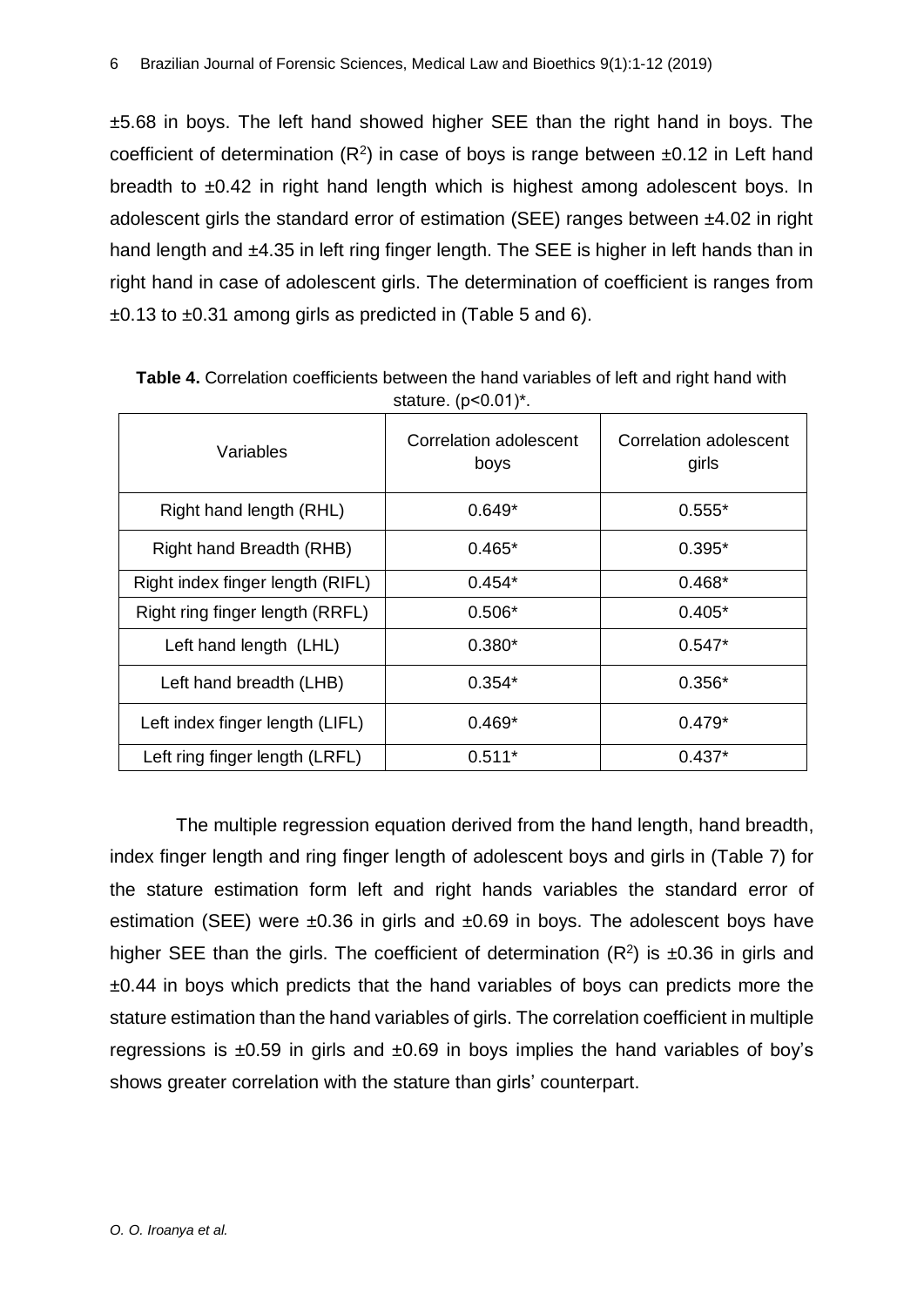±5.68 in boys. The left hand showed higher SEE than the right hand in boys. The coefficient of determination ($R^2$) in case of boys is range between ±0.12 in Left hand breadth to ±0.42 in right hand length which is highest among adolescent boys. In adolescent girls the standard error of estimation (SEE) ranges between ±4.02 in right hand length and ±4.35 in left ring finger length. The SEE is higher in left hands than in right hand in case of adolescent girls. The determination of coefficient is ranges from ±0.13 to ±0.31 among girls as predicted in (Table 5 and 6).

**Table 4.** Correlation coefficients between the hand variables of left and right hand with stature. ($p<0.01$)*.

| Variables | Correlation adolescent boys | Correlation adolescent girls |
|---|---|---|
| Right hand length (RHL) | 0.649* | 0.555* |
| Right hand Breadth (RHB) | 0.465* | 0.395* |
| Right index finger length (RIFL) | 0.454* | 0.468* |
| Right ring finger length (RRFL) | 0.506* | 0.405* |
| Left hand length (LHL) | 0.380* | 0.547* |
| Left hand breadth (LHB) | 0.354* | 0.356* |
| Left index finger length (LIFL) | 0.469* | 0.479* |
| Left ring finger length (LRFL) | 0.511* | 0.437* |

The multiple regression equation derived from the hand length, hand breadth, index finger length and ring finger length of adolescent boys and girls in (Table 7) for the stature estimation form left and right hands variables the standard error of estimation (SEE) were ±0.36 in girls and ±0.69 in boys. The adolescent boys have higher SEE than the girls. The coefficient of determination ($R^2$) is ±0.36 in girls and ±0.44 in boys which predicts that the hand variables of boys can predicts more the stature estimation than the hand variables of girls. The correlation coefficient in multiple regressions is ±0.59 in girls and ±0.69 in boys implies the hand variables of boy's shows greater correlation with the stature than girls' counterpart.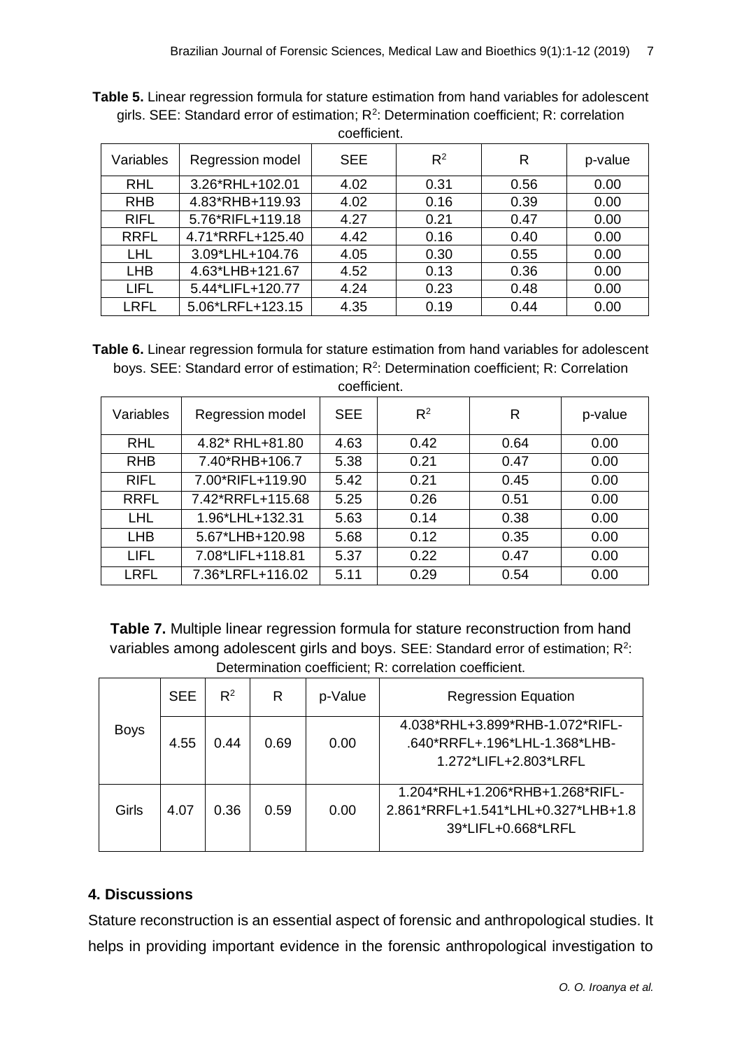**Table 5.** Linear regression formula for stature estimation from hand variables for adolescent girls. SEE: Standard error of estimation; $R^2$: Determination coefficient; R: correlation coefficient.

| Variables | Regression model | SEE | $R^2$ | R | p-value |
|---|---|---|---|---|---|
| RHL | 3.26*RHL+102.01 | 4.02 | 0.31 | 0.56 | 0.00 |
| RHB | 4.83*RHB+119.93 | 4.02 | 0.16 | 0.39 | 0.00 |
| RIFL | 5.76*RIFL+119.18 | 4.27 | 0.21 | 0.47 | 0.00 |
| RRFL | 4.71*RRFL+125.40 | 4.42 | 0.16 | 0.40 | 0.00 |
| LHL | 3.09*LHL+104.76 | 4.05 | 0.30 | 0.55 | 0.00 |
| LHB | 4.63*LHB+121.67 | 4.52 | 0.13 | 0.36 | 0.00 |
| LIFL | 5.44*LIFL+120.77 | 4.24 | 0.23 | 0.48 | 0.00 |
| LRFL | 5.06*LRFL+123.15 | 4.35 | 0.19 | 0.44 | 0.00 |

**Table 6.** Linear regression formula for stature estimation from hand variables for adolescent boys. SEE: Standard error of estimation; $R^2$: Determination coefficient; R: Correlation coefficient.

| Variables | Regression model | SEE | $R^2$ | R | p-value |
|---|---|---|---|---|---|
| RHL | 4.82* RHL+81.80 | 4.63 | 0.42 | 0.64 | 0.00 |
| RHB | 7.40*RHB+106.7 | 5.38 | 0.21 | 0.47 | 0.00 |
| RIFL | 7.00*RIFL+119.90 | 5.42 | 0.21 | 0.45 | 0.00 |
| RRFL | 7.42*RRFL+115.68 | 5.25 | 0.26 | 0.51 | 0.00 |
| LHL | 1.96*LHL+132.31 | 5.63 | 0.14 | 0.38 | 0.00 |
| LHB | 5.67*LHB+120.98 | 5.68 | 0.12 | 0.35 | 0.00 |
| LIFL | 7.08*LIFL+118.81 | 5.37 | 0.22 | 0.47 | 0.00 |
| LRFL | 7.36*LRFL+116.02 | 5.11 | 0.29 | 0.54 | 0.00 |

**Table 7.** Multiple linear regression formula for stature reconstruction from hand variables among adolescent girls and boys. SEE: Standard error of estimation; $R^2$: Determination coefficient; R: correlation coefficient.

| | SEE | $R^2$ | R | p-Value | Regression Equation |
|---|---|---|---|---|---|
| Boys | 4.55 | 0.44 | 0.69 | 0.00 | 4.038*RHL+3.899*RHB-1.072*RIFL-.640*RRFL+.196*LHL-1.368*LHB-1.272*LIFL+2.803*LRFL |
| Girls | 4.07 | 0.36 | 0.59 | 0.00 | 1.204*RHL+1.206*RHB+1.268*RIFL-2.861*RRFL+1.541*LHL+0.327*LHB+1.839*LIFL+0.668*LRFL |

## 4. Discussions

Stature reconstruction is an essential aspect of forensic and anthropological studies. It helps in providing important evidence in the forensic anthropological investigation to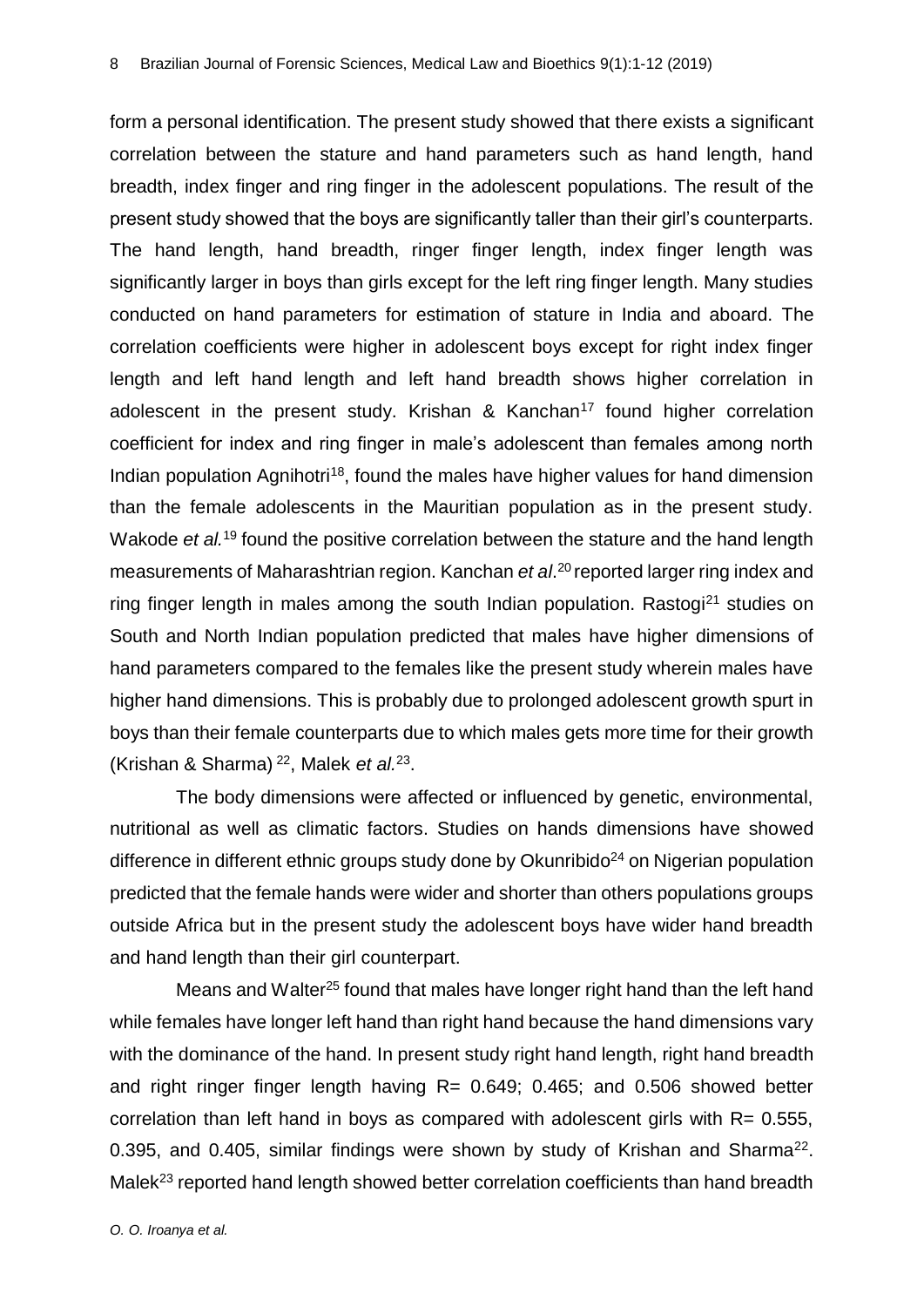form a personal identification. The present study showed that there exists a significant correlation between the stature and hand parameters such as hand length, hand breadth, index finger and ring finger in the adolescent populations. The result of the present study showed that the boys are significantly taller than their girl's counterparts. The hand length, hand breadth, ringer finger length, index finger length was significantly larger in boys than girls except for the left ring finger length. Many studies conducted on hand parameters for estimation of stature in India and aboard. The correlation coefficients were higher in adolescent boys except for right index finger length and left hand length and left hand breadth shows higher correlation in adolescent in the present study. Krishan & Kanchan[17] found higher correlation coefficient for index and ring finger in male's adolescent than females among north Indian population Agnihotri[18], found the males have higher values for hand dimension than the female adolescents in the Mauritian population as in the present study. Wakode *et al.*[19] found the positive correlation between the stature and the hand length measurements of Maharashtrian region. Kanchan *et al*.[20] reported larger ring index and ring finger length in males among the south Indian population. Rastogi[21] studies on South and North Indian population predicted that males have higher dimensions of hand parameters compared to the females like the present study wherein males have higher hand dimensions. This is probably due to prolonged adolescent growth spurt in boys than their female counterparts due to which males gets more time for their growth (Krishan & Sharma) [22], Malek *et al.*[23].

The body dimensions were affected or influenced by genetic, environmental, nutritional as well as climatic factors. Studies on hands dimensions have showed difference in different ethnic groups study done by Okunribido[24] on Nigerian population predicted that the female hands were wider and shorter than others populations groups outside Africa but in the present study the adolescent boys have wider hand breadth and hand length than their girl counterpart.

Means and Walter[25] found that males have longer right hand than the left hand while females have longer left hand than right hand because the hand dimensions vary with the dominance of the hand. In present study right hand length, right hand breadth and right ringer finger length having R= 0.649; 0.465; and 0.506 showed better correlation than left hand in boys as compared with adolescent girls with R= 0.555, 0.395, and 0.405, similar findings were shown by study of Krishan and Sharma[22]. Malek[23] reported hand length showed better correlation coefficients than hand breadth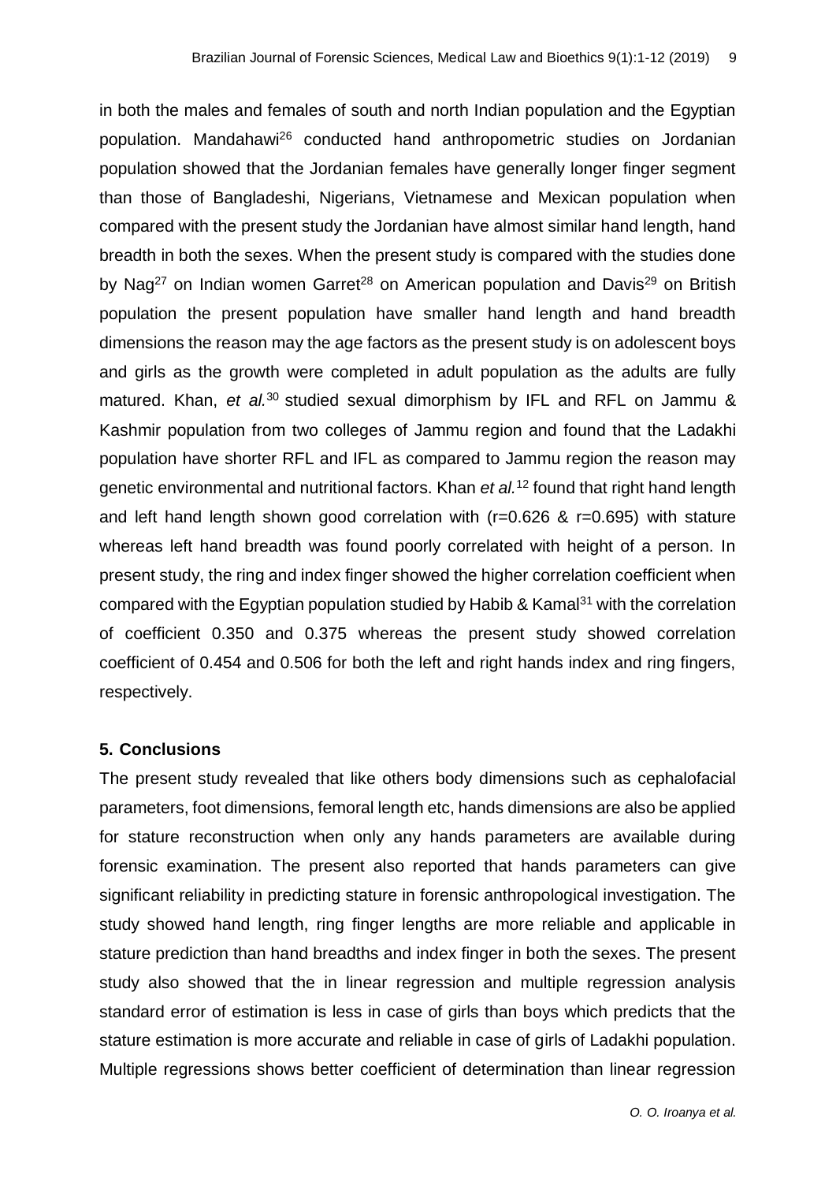in both the males and females of south and north Indian population and the Egyptian population. Mandahawi[26] conducted hand anthropometric studies on Jordanian population showed that the Jordanian females have generally longer finger segment than those of Bangladeshi, Nigerians, Vietnamese and Mexican population when compared with the present study the Jordanian have almost similar hand length, hand breadth in both the sexes. When the present study is compared with the studies done by Nag[27] on Indian women Garret[28] on American population and Davis[29] on British population the present population have smaller hand length and hand breadth dimensions the reason may the age factors as the present study is on adolescent boys and girls as the growth were completed in adult population as the adults are fully matured. Khan, *et al.*[30] studied sexual dimorphism by IFL and RFL on Jammu & Kashmir population from two colleges of Jammu region and found that the Ladakhi population have shorter RFL and IFL as compared to Jammu region the reason may genetic environmental and nutritional factors. Khan *et al.*[12] found that right hand length and left hand length shown good correlation with ($r$=0.626 & $r$=0.695) with stature whereas left hand breadth was found poorly correlated with height of a person. In present study, the ring and index finger showed the higher correlation coefficient when compared with the Egyptian population studied by Habib & Kamal[31] with the correlation of coefficient 0.350 and 0.375 whereas the present study showed correlation coefficient of 0.454 and 0.506 for both the left and right hands index and ring fingers, respectively.

## 5. Conclusions

The present study revealed that like others body dimensions such as cephalofacial parameters, foot dimensions, femoral length etc, hands dimensions are also be applied for stature reconstruction when only any hands parameters are available during forensic examination. The present also reported that hands parameters can give significant reliability in predicting stature in forensic anthropological investigation. The study showed hand length, ring finger lengths are more reliable and applicable in stature prediction than hand breadths and index finger in both the sexes. The present study also showed that the in linear regression and multiple regression analysis standard error of estimation is less in case of girls than boys which predicts that the stature estimation is more accurate and reliable in case of girls of Ladakhi population. Multiple regressions shows better coefficient of determination than linear regression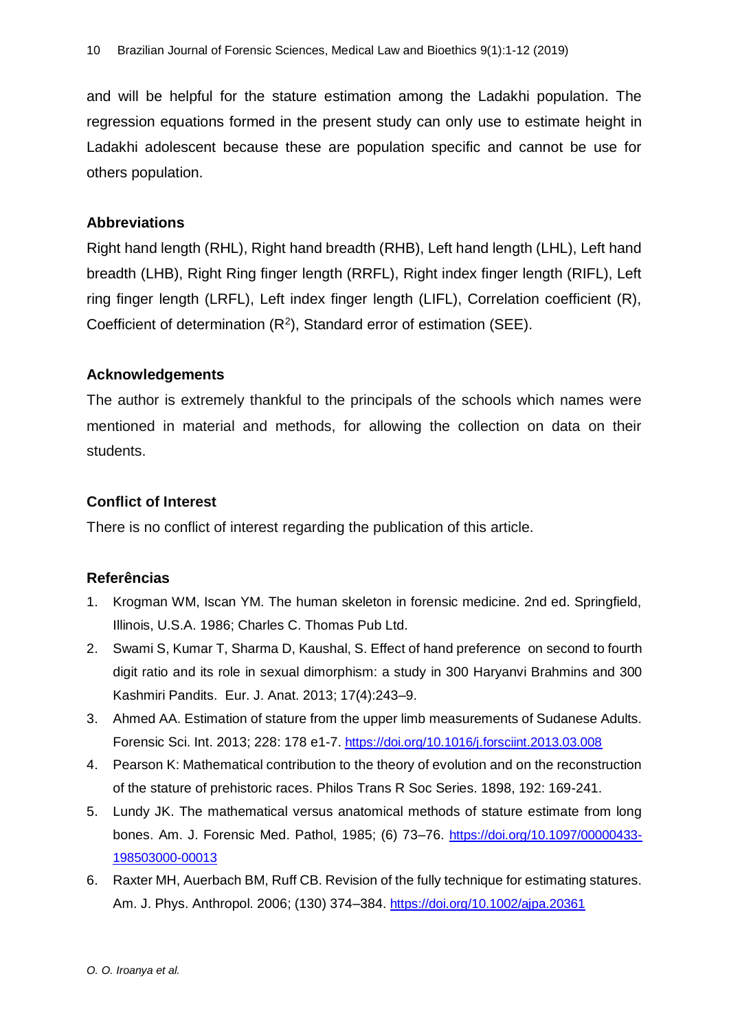and will be helpful for the stature estimation among the Ladakhi population. The regression equations formed in the present study can only use to estimate height in Ladakhi adolescent because these are population specific and cannot be use for others population.

### Abbreviations

Right hand length (RHL), Right hand breadth (RHB), Left hand length (LHL), Left hand breadth (LHB), Right Ring finger length (RRFL), Right index finger length (RIFL), Left ring finger length (LRFL), Left index finger length (LIFL), Correlation coefficient (R), Coefficient of determination ($R^2$), Standard error of estimation (SEE).

### Acknowledgements

The author is extremely thankful to the principals of the schools which names were mentioned in material and methods, for allowing the collection on data on their students.

### Conflict of Interest

There is no conflict of interest regarding the publication of this article.

### Referências

1. Krogman WM, Iscan YM. The human skeleton in forensic medicine. 2nd ed. Springfield, Illinois, U.S.A. 1986; Charles C. Thomas Pub Ltd.
2. Swami S, Kumar T, Sharma D, Kaushal, S. Effect of hand preference on second to fourth digit ratio and its role in sexual dimorphism: a study in 300 Haryanvi Brahmins and 300 Kashmiri Pandits. Eur. J. Anat. 2013; 17(4):243–9.
3. Ahmed AA. Estimation of stature from the upper limb measurements of Sudanese Adults. Forensic Sci. Int. 2013; 228: 178 e1-7. https://doi.org/10.1016/j.forsciint.2013.03.008
4. Pearson K: Mathematical contribution to the theory of evolution and on the reconstruction of the stature of prehistoric races. Philos Trans R Soc Series. 1898, 192: 169-241.
5. Lundy JK. The mathematical versus anatomical methods of stature estimate from long bones. Am. J. Forensic Med. Pathol, 1985; (6) 73–76. https://doi.org/10.1097/00000433-198503000-00013
6. Raxter MH, Auerbach BM, Ruff CB. Revision of the fully technique for estimating statures. Am. J. Phys. Anthropol. 2006; (130) 374–384. https://doi.org/10.1002/ajpa.20361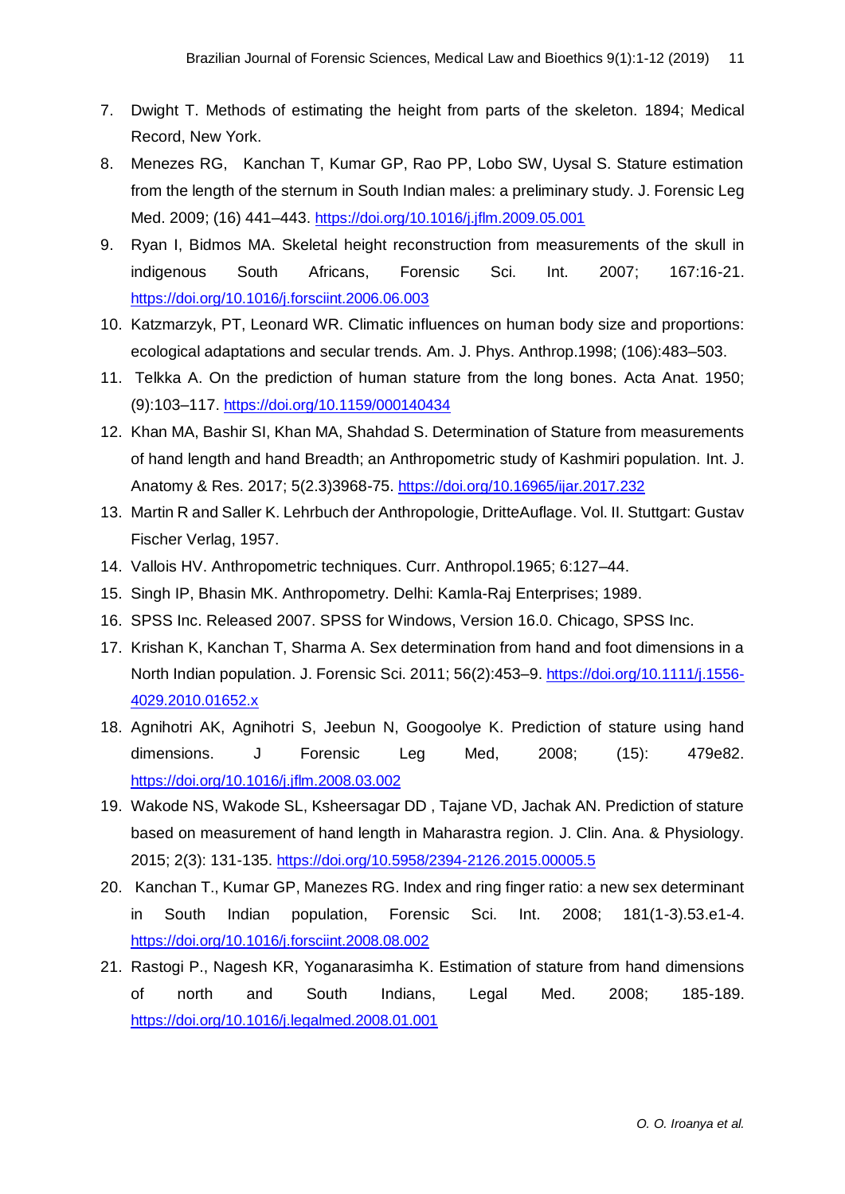7. Dwight T. Methods of estimating the height from parts of the skeleton. 1894; Medical Record, New York.
8. Menezes RG, Kanchan T, Kumar GP, Rao PP, Lobo SW, Uysal S. Stature estimation from the length of the sternum in South Indian males: a preliminary study. J. Forensic Leg Med. 2009; (16) 441–443. https://doi.org/10.1016/j.jflm.2009.05.001
9. Ryan I, Bidmos MA. Skeletal height reconstruction from measurements of the skull in indigenous South Africans, Forensic Sci. Int. 2007; 167:16-21. https://doi.org/10.1016/j.forsciint.2006.06.003
10. Katzmarzyk, PT, Leonard WR. Climatic influences on human body size and proportions: ecological adaptations and secular trends. Am. J. Phys. Anthrop.1998; (106):483–503.
11. Telkka A. On the prediction of human stature from the long bones. Acta Anat. 1950; (9):103–117. https://doi.org/10.1159/000140434
12. Khan MA, Bashir SI, Khan MA, Shahdad S. Determination of Stature from measurements of hand length and hand Breadth; an Anthropometric study of Kashmiri population. Int. J. Anatomy & Res. 2017; 5(2.3)3968-75. https://doi.org/10.16965/ijar.2017.232
13. Martin R and Saller K. Lehrbuch der Anthropologie, DritteAuflage. Vol. II. Stuttgart: Gustav Fischer Verlag, 1957.
14. Vallois HV. Anthropometric techniques. Curr. Anthropol.1965; 6:127–44.
15. Singh IP, Bhasin MK. Anthropometry. Delhi: Kamla-Raj Enterprises; 1989.
16. SPSS Inc. Released 2007. SPSS for Windows, Version 16.0. Chicago, SPSS Inc.
17. Krishan K, Kanchan T, Sharma A. Sex determination from hand and foot dimensions in a North Indian population. J. Forensic Sci. 2011; 56(2):453–9. https://doi.org/10.1111/j.1556-4029.2010.01652.x
18. Agnihotri AK, Agnihotri S, Jeebun N, Googoolye K. Prediction of stature using hand dimensions. J Forensic Leg Med, 2008; (15): 479e82. https://doi.org/10.1016/j.jflm.2008.03.002
19. Wakode NS, Wakode SL, Ksheersagar DD , Tajane VD, Jachak AN. Prediction of stature based on measurement of hand length in Maharastra region. J. Clin. Ana. & Physiology. 2015; 2(3): 131-135. https://doi.org/10.5958/2394-2126.2015.00005.5
20. Kanchan T., Kumar GP, Manezes RG. Index and ring finger ratio: a new sex determinant in South Indian population, Forensic Sci. Int. 2008; 181(1-3).53.e1-4. https://doi.org/10.1016/j.forsciint.2008.08.002
21. Rastogi P., Nagesh KR, Yoganarasimha K. Estimation of stature from hand dimensions of north and South Indians, Legal Med. 2008; 185-189. https://doi.org/10.1016/j.legalmed.2008.01.001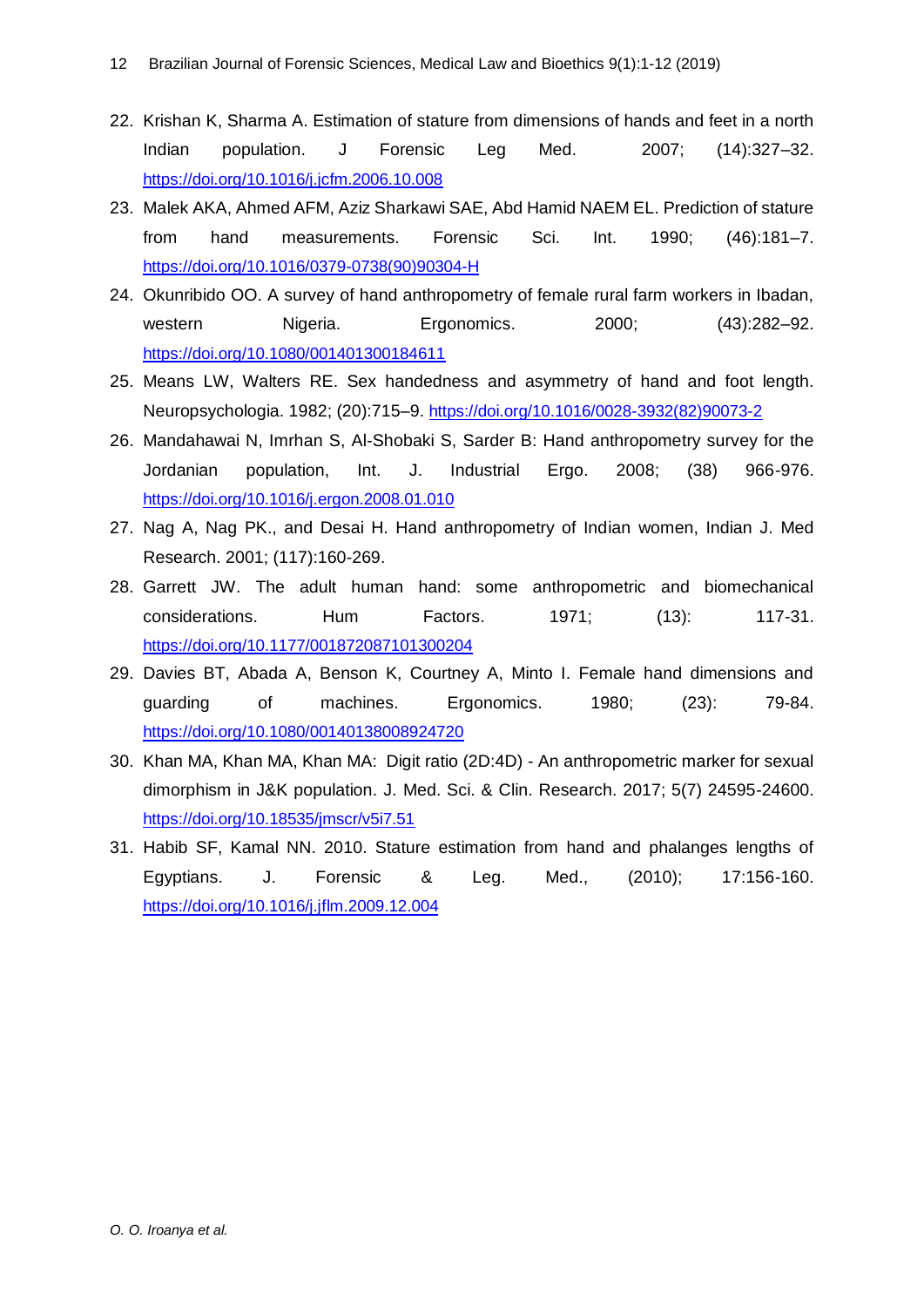22. Krishan K, Sharma A. Estimation of stature from dimensions of hands and feet in a north Indian population. J Forensic Leg Med. 2007; (14):327–32. https://doi.org/10.1016/j.jcfm.2006.10.008
23. Malek AKA, Ahmed AFM, Aziz Sharkawi SAE, Abd Hamid NAEM EL. Prediction of stature from hand measurements. Forensic Sci. Int. 1990; (46):181–7. https://doi.org/10.1016/0379-0738(90)90304-H
24. Okunribido OO. A survey of hand anthropometry of female rural farm workers in Ibadan, western Nigeria. Ergonomics. 2000; (43):282–92. https://doi.org/10.1080/001401300184611
25. Means LW, Walters RE. Sex handedness and asymmetry of hand and foot length. Neuropsychologia. 1982; (20):715–9. https://doi.org/10.1016/0028-3932(82)90073-2
26. Mandahawai N, Imrhan S, Al-Shobaki S, Sarder B: Hand anthropometry survey for the Jordanian population, Int. J. Industrial Ergo. 2008; (38) 966-976. https://doi.org/10.1016/j.ergon.2008.01.010
27. Nag A, Nag PK., and Desai H. Hand anthropometry of Indian women, Indian J. Med Research. 2001; (117):160-269.
28. Garrett JW. The adult human hand: some anthropometric and biomechanical considerations. Hum Factors. 1971; (13): 117-31. https://doi.org/10.1177/001872087101300204
29. Davies BT, Abada A, Benson K, Courtney A, Minto I. Female hand dimensions and guarding of machines. Ergonomics. 1980; (23): 79-84. https://doi.org/10.1080/00140138008924720
30. Khan MA, Khan MA, Khan MA: Digit ratio (2D:4D) - An anthropometric marker for sexual dimorphism in J&K population. J. Med. Sci. & Clin. Research. 2017; 5(7) 24595-24600. https://doi.org/10.18535/jmscr/v5i7.51
31. Habib SF, Kamal NN. 2010. Stature estimation from hand and phalanges lengths of Egyptians. J. Forensic & Leg. Med., (2010); 17:156-160. https://doi.org/10.1016/j.jflm.2009.12.004